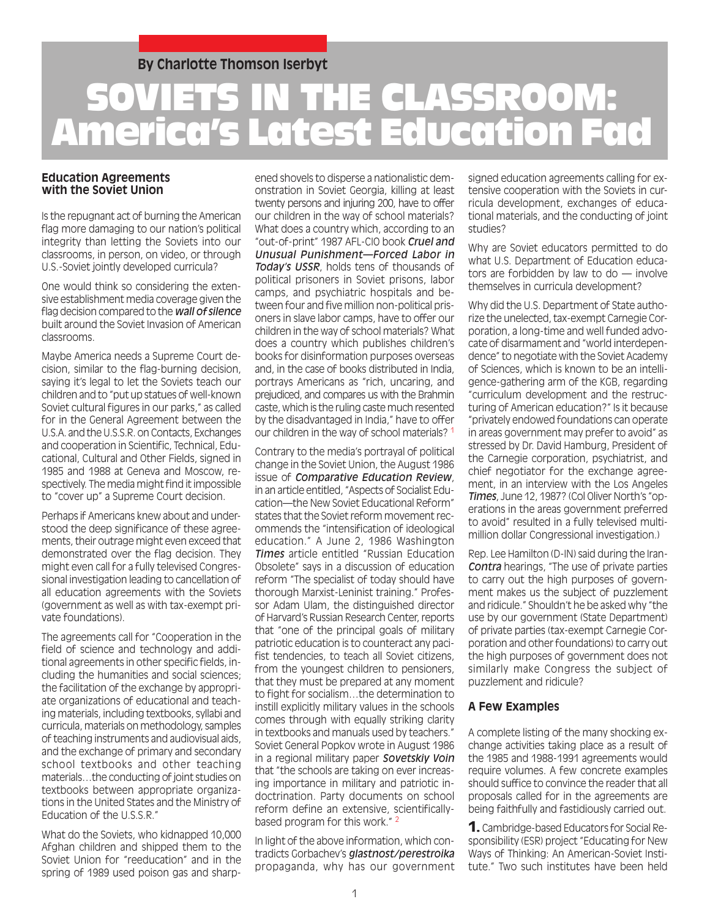By Charlotte Thomson Iserbyt

# SOVIETS IN THE CLASSROOM: America's Latest Education Fad

## Education Agreements with the Soviet Union

Is the repugnant act of burning the American flag more damaging to our nation's political integrity than letting the Soviets into our classrooms, in person, on video, or through U.S.-Soviet jointly developed curricula?

One would think so considering the extensive establishment media coverage given the flag decision compared to the *wall of silence* built around the Soviet Invasion of American classrooms.

Maybe America needs a Supreme Court decision, similar to the flag-burning decision, saying it's legal to let the Soviets teach our children and to "put up statues of well-known Soviet cultural figures in our parks," as called for in the General Agreement between the U.S.A. and the U.S.S.R. on Contacts, Exchanges and cooperation in Scientific, Technical, Educational, Cultural and Other Fields, signed in 1985 and 1988 at Geneva and Moscow, respectively. The media might find it impossible to "cover up" a Supreme Court decision.

Perhaps if Americans knew about and understood the deep significance of these agreements, their outrage might even exceed that demonstrated over the flag decision. They might even call for a fully televised Congressional investigation leading to cancellation of all education agreements with the Soviets (government as well as with tax-exempt private foundations).

The agreements call for "Cooperation in the field of science and technology and additional agreements in other specific fields, including the humanities and social sciences; the facilitation of the exchange by appropriate organizations of educational and teaching materials, including textbooks, syllabi and curricula, materials on methodology, samples of teaching instruments and audiovisual aids, and the exchange of primary and secondary school textbooks and other teaching materials…the conducting of joint studies on textbooks between appropriate organizations in the United States and the Ministry of Education of the U.S.S.R."

What do the Soviets, who kidnapped 10,000 Afghan children and shipped them to the Soviet Union for "reeducation" and in the spring of 1989 used poison gas and sharpened shovels to disperse a nationalistic demonstration in Soviet Georgia, killing at least twenty persons and injuring 200, have to offer our children in the way of school materials? What does a country which, according to an "out-of-print" 1987 AFL-CIO book *Cruel and Unusual Punishment—Forced Labor in Today's USSR*, holds tens of thousands of political prisoners in Soviet prisons, labor camps, and psychiatric hospitals and between four and five million non-political prisoners in slave labor camps, have to offer our children in the way of school materials? What does a country which publishes children's books for disinformation purposes overseas and, in the case of books distributed in India, portrays Americans as "rich, uncaring, and prejudiced, and compares us with the Brahmin caste, which is the ruling caste much resented by the disadvantaged in India," have to offer our children in the way of school materials? [1]

Contrary to the media's portrayal of political change in the Soviet Union, the August 1986 issue of *Comparative Education Review*, in an article entitled, "Aspects of Socialist Education—the New Soviet Educational Reform" states that the Soviet reform movement recommends the "intensification of ideological education." A June 2, 1986 Washington *Times* article entitled "Russian Education Obsolete" says in a discussion of education reform "The specialist of today should have thorough Marxist-Leninist training." Professor Adam Ulam, the distinguished director of Harvard's Russian Research Center, reports that "one of the principal goals of military patriotic education is to counteract any pacifist tendencies, to teach all Soviet citizens, from the youngest children to pensioners, that they must be prepared at any moment to fight for socialism…the determination to instill explicitly military values in the schools comes through with equally striking clarity in textbooks and manuals used by teachers." Soviet General Popkov wrote in August 1986 in a regional military paper *Sovetskiy Voin* that "the schools are taking on ever increasing importance in military and patriotic indoctrination. Party documents on school reform define an extensive, scientifically-based program for this work." [2]

In light of the above information, which contradicts Gorbachev's *glastnost/perestroika* propaganda, why has our government signed education agreements calling for extensive cooperation with the Soviets in curricula development, exchanges of educational materials, and the conducting of joint studies?

Why are Soviet educators permitted to do what U.S. Department of Education educators are forbidden by law to do — involve themselves in curricula development?

Why did the U.S. Department of State authorize the unelected, tax-exempt Carnegie Corporation, a long-time and well funded advocate of disarmament and "world interdependence" to negotiate with the Soviet Academy of Sciences, which is known to be an intelligence-gathering arm of the KGB, regarding "curriculum development and the restructuring of American education?" Is it because "privately endowed foundations can operate in areas government may prefer to avoid" as stressed by Dr. David Hamburg, President of the Carnegie corporation, psychiatrist, and chief negotiator for the exchange agreement, in an interview with the Los Angeles *Times*, June 12, 1987? (Col Oliver North's "operations in the areas government preferred to avoid" resulted in a fully televised multi-million dollar Congressional investigation.)

Rep. Lee Hamilton (D-IN) said during the Iran-*Contra* hearings, "The use of private parties to carry out the high purposes of government makes us the subject of puzzlement and ridicule." Shouldn't he be asked why "the use by our government (State Department) of private parties (tax-exempt Carnegie Corporation and other foundations) to carry out the high purposes of government does not similarly make Congress the subject of puzzlement and ridicule?

## A Few Examples

A complete listing of the many shocking exchange activities taking place as a result of the 1985 and 1988-1991 agreements would require volumes. A few concrete examples should suffice to convince the reader that all proposals called for in the agreements are being faithfully and fastidiously carried out.

**1.** Cambridge-based Educators for Social Responsibility (ESR) project "Educating for New Ways of Thinking: An American-Soviet Institute." Two such institutes have been held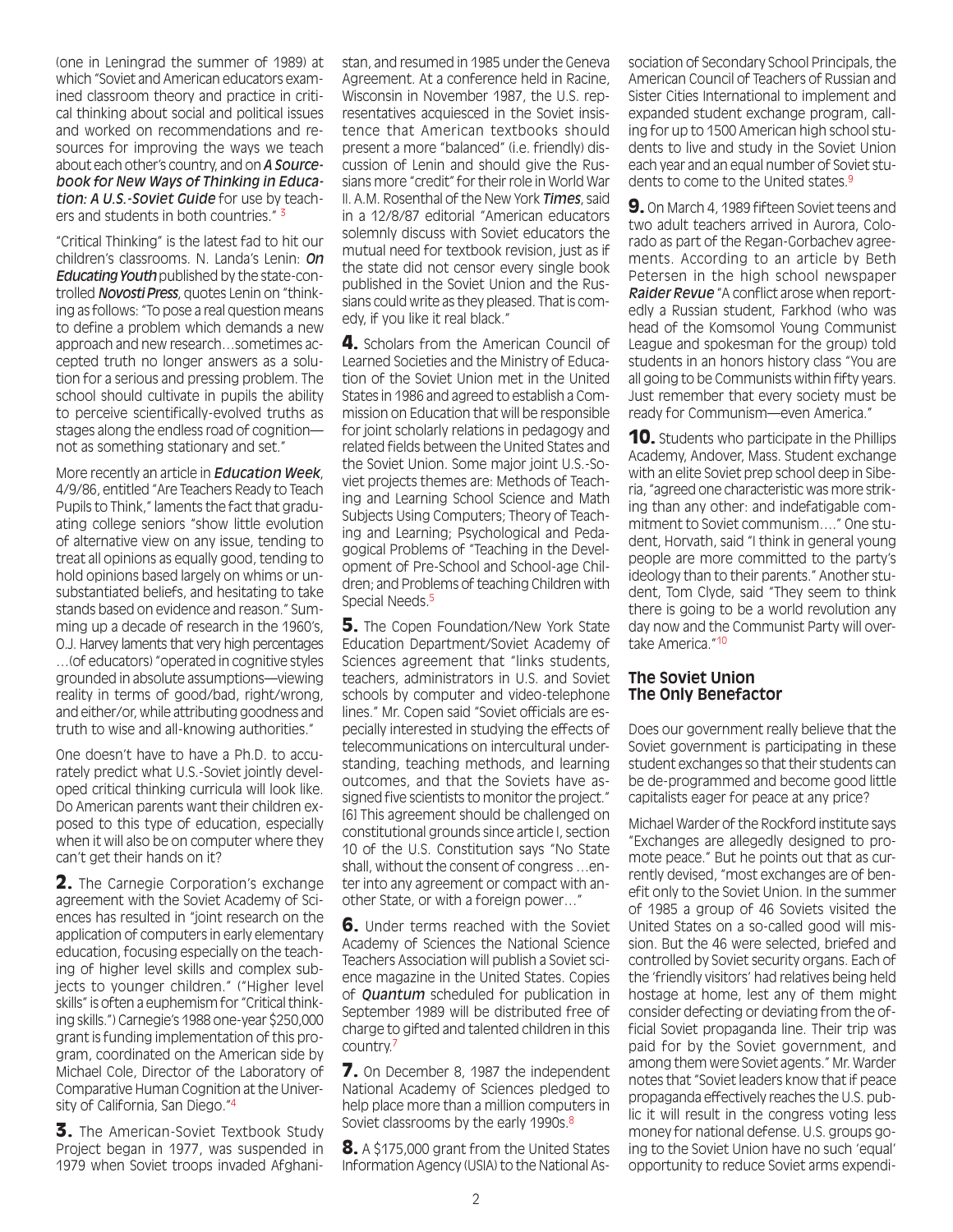(one in Leningrad the summer of 1989) at which "Soviet and American educators examined classroom theory and practice in critical thinking about social and political issues and worked on recommendations and resources for improving the ways we teach about each other's country, and on *A Sourcebook for New Ways of Thinking in Education: A U.S.-Soviet Guide* for use by teachers and students in both countries." [3]

"Critical Thinking" is the latest fad to hit our children's classrooms. N. Landa's Lenin: *On Educating Youth* published by the state-controlled *Novosti Press*, quotes Lenin on "thinking as follows: "To pose a real question means to define a problem which demands a new approach and new research…sometimes accepted truth no longer answers as a solution for a serious and pressing problem. The school should cultivate in pupils the ability to perceive scientifically-evolved truths as stages along the endless road of cognition—not as something stationary and set."

More recently an article in *Education Week*, 4/9/86, entitled "Are Teachers Ready to Teach Pupils to Think," laments the fact that graduating college seniors "show little evolution of alternative view on any issue, tending to treat all opinions as equally good, tending to hold opinions based largely on whims or unsubstantiated beliefs, and hesitating to take stands based on evidence and reason." Summing up a decade of research in the 1960's, O.J. Harvey laments that very high percentages …(of educators) "operated in cognitive styles grounded in absolute assumptions—viewing reality in terms of good/bad, right/wrong, and either/or, while attributing goodness and truth to wise and all-knowing authorities."

One doesn't have to have a Ph.D. to accurately predict what U.S.-Soviet jointly developed critical thinking curricula will look like. Do American parents want their children exposed to this type of education, especially when it will also be on computer where they can't get their hands on it?

**2.** The Carnegie Corporation's exchange agreement with the Soviet Academy of Sciences has resulted in "joint research on the application of computers in early elementary education, focusing especially on the teaching of higher level skills and complex subjects to younger children." ("Higher level skills" is often a euphemism for "Critical thinking skills.") Carnegie's 1988 one-year $250,000 grant is funding implementation of this program, coordinated on the American side by Michael Cole, Director of the Laboratory of Comparative Human Cognition at the University of California, San Diego."[4]

**3.** The American-Soviet Textbook Study Project began in 1977, was suspended in 1979 when Soviet troops invaded Afghanistan, and resumed in 1985 under the Geneva Agreement. At a conference held in Racine, Wisconsin in November 1987, the U.S. representatives acquiesced in the Soviet insistence that American textbooks should present a more "balanced" (i.e. friendly) discussion of Lenin and should give the Russians more "credit" for their role in World War II. A.M. Rosenthal of the New York *Times*, said in a 12/8/87 editorial "American educators solemnly discuss with Soviet educators the mutual need for textbook revision, just as if the state did not censor every single book published in the Soviet Union and the Russians could write as they pleased. That is comedy, if you like it real black."

**4.** Scholars from the American Council of Learned Societies and the Ministry of Education of the Soviet Union met in the United States in 1986 and agreed to establish a Commission on Education that will be responsible for joint scholarly relations in pedagogy and related fields between the United States and the Soviet Union. Some major joint U.S.-Soviet projects themes are: Methods of Teaching and Learning School Science and Math Subjects Using Computers; Theory of Teaching and Learning; Psychological and Pedagogical Problems of "Teaching in the Development of Pre-School and School-age Children; and Problems of teaching Children with Special Needs.[5]

**5.** The Copen Foundation/New York State Education Department/Soviet Academy of Sciences agreement that "links students, teachers, administrators in U.S. and Soviet schools by computer and video-telephone lines." Mr. Copen said "Soviet officials are especially interested in studying the effects of telecommunications on intercultural understanding, teaching methods, and learning outcomes, and that the Soviets have assigned five scientists to monitor the project." [6] This agreement should be challenged on constitutional grounds since article I, section 10 of the U.S. Constitution says "No State shall, without the consent of congress …enter into any agreement or compact with another State, or with a foreign power…"

**6.** Under terms reached with the Soviet Academy of Sciences the National Science Teachers Association will publish a Soviet science magazine in the United States. Copies of *Quantum* scheduled for publication in September 1989 will be distributed free of charge to gifted and talented children in this country.[7]

**7.** On December 8, 1987 the independent National Academy of Sciences pledged to help place more than a million computers in Soviet classrooms by the early 1990s.[8]

**8.** A $175,000 grant from the United States Information Agency (USIA) to the National Association of Secondary School Principals, the American Council of Teachers of Russian and Sister Cities International to implement and expanded student exchange program, calling for up to 1500 American high school students to live and study in the Soviet Union each year and an equal number of Soviet students to come to the United states.[9]

**9.** On March 4, 1989 fifteen Soviet teens and two adult teachers arrived in Aurora, Colorado as part of the Regan-Gorbachev agreements. According to an article by Beth Petersen in the high school newspaper *Raider Revue* "A conflict arose when reportedly a Russian student, Farkhod (who was head of the Komsomol Young Communist League and spokesman for the group) told students in an honors history class "You are all going to be Communists within fifty years. Just remember that every society must be ready for Communism—even America."

**10.** Students who participate in the Phillips Academy, Andover, Mass. Student exchange with an elite Soviet prep school deep in Siberia, "agreed one characteristic was more striking than any other: and indefatigable commitment to Soviet communism…." One student, Horvath, said "I think in general young people are more committed to the party's ideology than to their parents." Another student, Tom Clyde, said "They seem to think there is going to be a world revolution any day now and the Communist Party will overtake America."[10]

## The Soviet Union The Only Benefactor

Does our government really believe that the Soviet government is participating in these student exchanges so that their students can be de-programmed and become good little capitalists eager for peace at any price?

Michael Warder of the Rockford institute says "Exchanges are allegedly designed to promote peace." But he points out that as currently devised, "most exchanges are of benefit only to the Soviet Union. In the summer of 1985 a group of 46 Soviets visited the United States on a so-called good will mission. But the 46 were selected, briefed and controlled by Soviet security organs. Each of the 'friendly visitors' had relatives being held hostage at home, lest any of them might consider defecting or deviating from the official Soviet propaganda line. Their trip was paid for by the Soviet government, and among them were Soviet agents." Mr. Warder notes that "Soviet leaders know that if peace propaganda effectively reaches the U.S. public it will result in the congress voting less money for national defense. U.S. groups going to the Soviet Union have no such 'equal' opportunity to reduce Soviet arms expendi-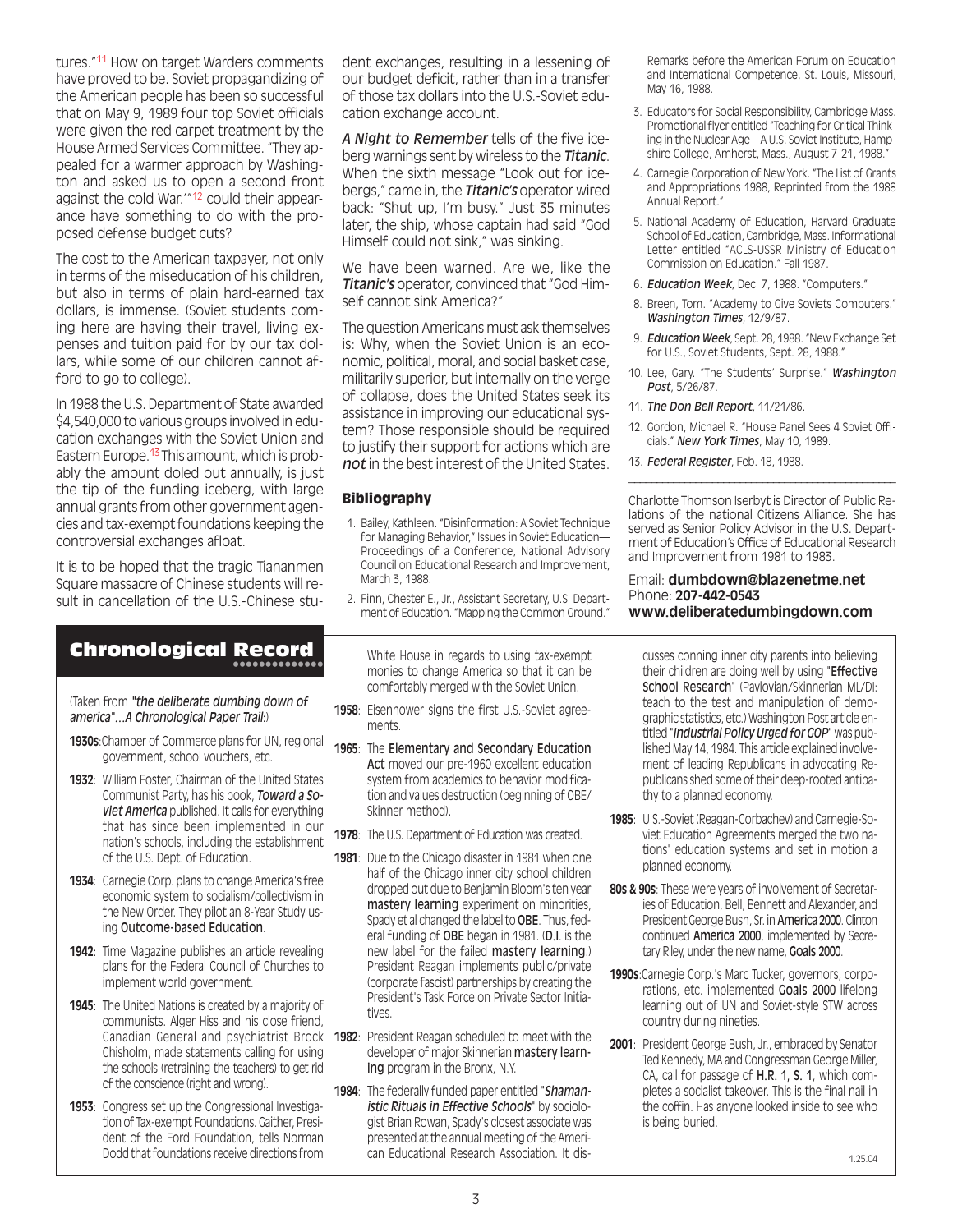tures."[11] How on target Warders comments have proved to be. Soviet propagandizing of the American people has been so successful that on May 9, 1989 four top Soviet officials were given the red carpet treatment by the House Armed Services Committee. "They appealed for a warmer approach by Washington and asked us to open a second front against the cold War.'"[12] could their appearance have something to do with the proposed defense budget cuts?

The cost to the American taxpayer, not only in terms of the miseducation of his children, but also in terms of plain hard-earned tax dollars, is immense. (Soviet students coming here are having their travel, living expenses and tuition paid for by our tax dollars, while some of our children cannot afford to go to college).

In 1988 the U.S. Department of State awarded $4,540,000 to various groups involved in education exchanges with the Soviet Union and Eastern Europe.[13] This amount, which is probably the amount doled out annually, is just the tip of the funding iceberg, with large annual grants from other government agencies and tax-exempt foundations keeping the controversial exchanges afloat.

It is to be hoped that the tragic Tiananmen Square massacre of Chinese students will result in cancellation of the U.S.-Chinese student exchanges, resulting in a lessening of our budget deficit, rather than in a transfer of those tax dollars into the U.S.-Soviet education exchange account.

*A Night to Remember* tells of the five iceberg warnings sent by wireless to the *Titanic*. When the sixth message "Look out for icebergs," came in, the *Titanic's* operator wired back: "Shut up, I'm busy." Just 35 minutes later, the ship, whose captain had said "God Himself could not sink," was sinking.

We have been warned. Are we, like the *Titanic's* operator, convinced that "God Himself cannot sink America?"

The question Americans must ask themselves is: Why, when the Soviet Union is an economic, political, moral, and social basket case, militarily superior, but internally on the verge of collapse, does the United States seek its assistance in improving our educational system? Those responsible should be required to justify their support for actions which are *not* in the best interest of the United States.

## Bibliography

1. Bailey, Kathleen. "Disinformation: A Soviet Technique for Managing Behavior," Issues in Soviet Education—Proceedings of a Conference, National Advisory Council on Educational Research and Improvement, March 3, 1988.
2. Finn, Chester E., Jr., Assistant Secretary, U.S. Department of Education. "Mapping the Common Ground." Remarks before the American Forum on Education and International Competence, St. Louis, Missouri, May 16, 1988.
3. Educators for Social Responsibility, Cambridge Mass. Promotional flyer entitled "Teaching for Critical Thinking in the Nuclear Age—A U.S. Soviet Institute, Hampshire College, Amherst, Mass., August 7-21, 1988."
4. Carnegie Corporation of New York. "The List of Grants and Appropriations 1988, Reprinted from the 1988 Annual Report."
5. National Academy of Education, Harvard Graduate School of Education, Cambridge, Mass. Informational Letter entitled "ACLS-USSR Ministry of Education Commission on Education." Fall 1987.
6. *Education Week*, Dec. 7, 1988. "Computers."
8. Breen, Tom. "Academy to Give Soviets Computers." *Washington Times*, 12/9/87.
9. *Education Week*, Sept. 28, 1988. "New Exchange Set for U.S., Soviet Students, Sept. 28, 1988."
10. Lee, Gary. "The Students' Surprise." *Washington Post*, 5/26/87.
11. *The Don Bell Report*, 11/21/86.
12. Gordon, Michael R. "House Panel Sees 4 Soviet Officials." *New York Times*, May 10, 1989.
13. *Federal Register*, Feb. 18, 1988.

---

Charlotte Thomson Iserbyt is Director of Public Relations of the national Citizens Alliance. She has served as Senior Policy Advisor in the U.S. Department of Education's Office of Educational Research and Improvement from 1981 to 1983.

Email: **dumbdown@blazenetme.net**
Phone: **207-442-0543**
**www.deliberatedumbingdown.com**

## Chronological Record

(Taken from "*the deliberate dumbing down of america*"...*A Chronological Paper Trail*:)

**1930s**: Chamber of Commerce plans for UN, regional government, school vouchers, etc.

**1932**: William Foster, Chairman of the United States Communist Party, has his book, *Toward a Soviet America* published. It calls for everything that has since been implemented in our nation's schools, including the establishment of the U.S. Dept. of Education.

**1934**: Carnegie Corp. plans to change America's free economic system to socialism/collectivism in the New Order. They pilot an 8-Year Study using **Outcome-based Education**.

**1942**: Time Magazine publishes an article revealing plans for the Federal Council of Churches to implement world government.

**1945**: The United Nations is created by a majority of communists. Alger Hiss and his close friend, Canadian General and psychiatrist Brock Chisholm, made statements calling for using the schools (retraining the teachers) to get rid of the conscience (right and wrong).

**1953**: Congress set up the Congressional Investigation of Tax-exempt Foundations. Gaither, President of the Ford Foundation, tells Norman Dodd that foundations receive directions from White House in regards to using tax-exempt monies to change America so that it can be comfortably merged with the Soviet Union.

**1958**: Eisenhower signs the first U.S.-Soviet agreements.

**1965**: The **Elementary and Secondary Education Act** moved our pre-1960 excellent education system from academics to behavior modification and values destruction (beginning of OBE/Skinner method).

**1978**: The U.S. Department of Education was created.

**1981**: Due to the Chicago disaster in 1981 when one half of the Chicago inner city school children dropped out due to Benjamin Bloom's ten year **mastery learning** experiment on minorities, Spady et al changed the label to **OBE**. Thus, federal funding of **OBE** began in 1981. (**D.I.** is the new label for the failed **mastery learning**.) President Reagan implements public/private (corporate fascist) partnerships by creating the President's Task Force on Private Sector Initiatives.

**1982**: President Reagan scheduled to meet with the developer of major Skinnerian **mastery learning** program in the Bronx, N.Y.

**1984**: The federally funded paper entitled "*Shamanistic Rituals in Effective Schools*" by sociologist Brian Rowan, Spady's closest associate was presented at the annual meeting of the American Educational Research Association. It discusses conning inner city parents into believing their children are doing well by using "**Effective School Research**" (Pavlovian/Skinnerian ML/DI: teach to the test and manipulation of demographic statistics, etc.) Washington Post article entitled "*Industrial Policy Urged for GOP*" was published May 14, 1984. This article explained involvement of leading Republicans in advocating Republicans shed some of their deep-rooted antipathy to a planned economy.

**1985**: U.S.-Soviet (Reagan-Gorbachev) and Carnegie-Soviet Education Agreements merged the two nations' education systems and set in motion a planned economy.

**80s & 90s**: These were years of involvement of Secretaries of Education, Bell, Bennett and Alexander, and President George Bush, Sr. in **America 2000**. Clinton continued **America 2000**, implemented by Secretary Riley, under the new name, **Goals 2000**.

**1990s**: Carnegie Corp.'s Marc Tucker, governors, corporations, etc. implemented **Goals 2000** lifelong learning out of UN and Soviet-style STW across country during nineties.

**2001**: President George Bush, Jr., embraced by Senator Ted Kennedy, MA and Congressman George Miller, CA, call for passage of **H.R. 1, S. 1**, which completes a socialist takeover. This is the final nail in the coffin. Has anyone looked inside to see who is being buried.

1.25.04